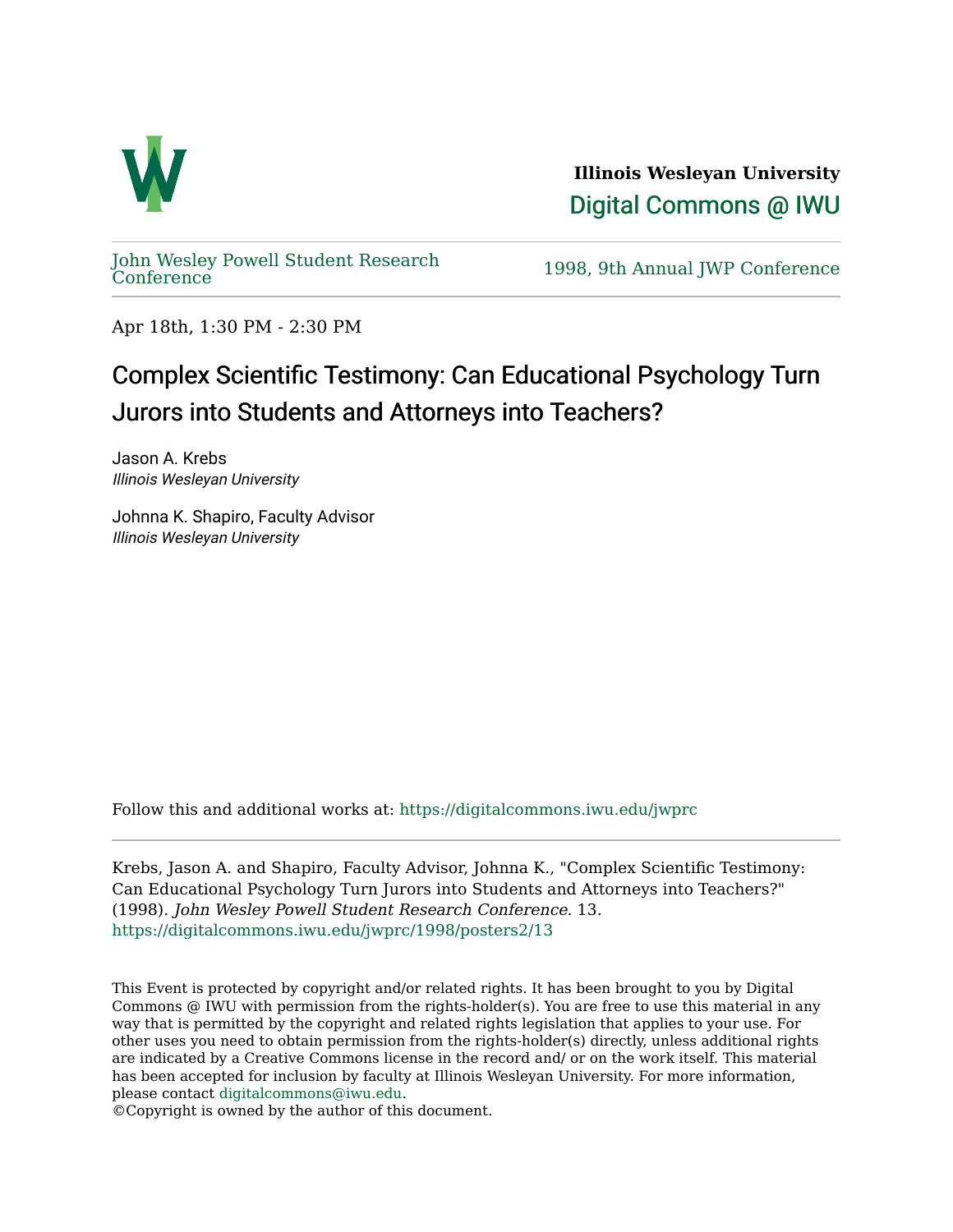**Illinois Wesleyan University**

Digital Commons @ IWU

John Wesley Powell Student Research Conference

1998, 9th Annual JWP Conference

Apr 18th, 1:30 PM - 2:30 PM

# Complex Scientific Testimony: Can Educational Psychology Turn Jurors into Students and Attorneys into Teachers?

Jason A. Krebs
*Illinois Wesleyan University*

Johnna K. Shapiro, Faculty Advisor
*Illinois Wesleyan University*

Follow this and additional works at: https://digitalcommons.iwu.edu/jwprc

Krebs, Jason A. and Shapiro, Faculty Advisor, Johnna K., "Complex Scientific Testimony: Can Educational Psychology Turn Jurors into Students and Attorneys into Teachers?" (1998). *John Wesley Powell Student Research Conference*. 13.
https://digitalcommons.iwu.edu/jwprc/1998/posters2/13

This Event is protected by copyright and/or related rights. It has been brought to you by Digital Commons @ IWU with permission from the rights-holder(s). You are free to use this material in any way that is permitted by the copyright and related rights legislation that applies to your use. For other uses you need to obtain permission from the rights-holder(s) directly, unless additional rights are indicated by a Creative Commons license in the record and/ or on the work itself. This material has been accepted for inclusion by faculty at Illinois Wesleyan University. For more information, please contact digitalcommons@iwu.edu.
©Copyright is owned by the author of this document.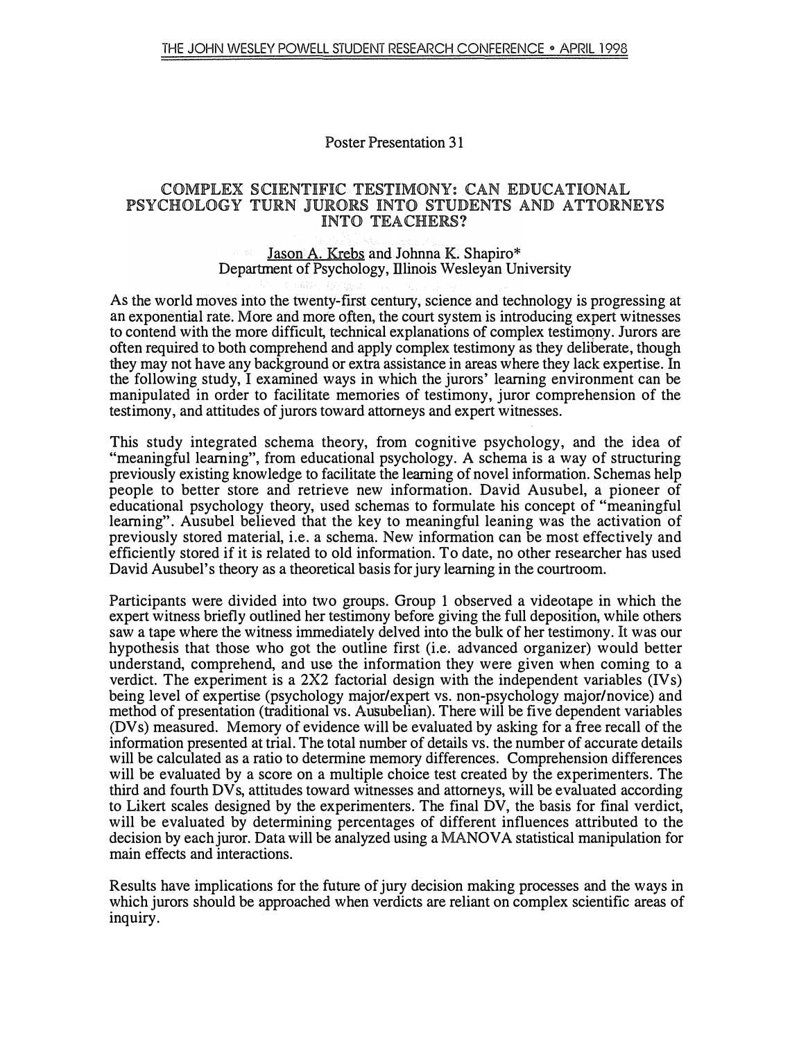Poster Presentation 31

# COMPLEX SCIENTIFIC TESTIMONY: CAN EDUCATIONAL PSYCHOLOGY TURN JURORS INTO STUDENTS AND ATTORNEYS INTO TEACHERS?

Jason A. Krebs and Johnna K. Shapiro*
Department of Psychology, Illinois Wesleyan University

As the world moves into the twenty-first century, science and technology is progressing at an exponential rate. More and more often, the court system is introducing expert witnesses to contend with the more difficult, technical explanations of complex testimony. Jurors are often required to both comprehend and apply complex testimony as they deliberate, though they may not have any background or extra assistance in areas where they lack expertise. In the following study, I examined ways in which the jurors' learning environment can be manipulated in order to facilitate memories of testimony, juror comprehension of the testimony, and attitudes of jurors toward attorneys and expert witnesses.

This study integrated schema theory, from cognitive psychology, and the idea of "meaningful learning", from educational psychology. A schema is a way of structuring previously existing knowledge to facilitate the learning of novel information. Schemas help people to better store and retrieve new information. David Ausubel, a pioneer of educational psychology theory, used schemas to formulate his concept of "meaningful learning". Ausubel believed that the key to meaningful leaning was the activation of previously stored material, i.e. a schema. New information can be most effectively and efficiently stored if it is related to old information. To date, no other researcher has used David Ausubel's theory as a theoretical basis for jury learning in the courtroom.

Participants were divided into two groups. Group 1 observed a videotape in which the expert witness briefly outlined her testimony before giving the full deposition, while others saw a tape where the witness immediately delved into the bulk of her testimony. It was our hypothesis that those who got the outline first (i.e. advanced organizer) would better understand, comprehend, and use the information they were given when coming to a verdict. The experiment is a 2X2 factorial design with the independent variables (IVs) being level of expertise (psychology major/expert vs. non-psychology major/novice) and method of presentation (traditional vs. Ausubelian). There will be five dependent variables (DVs) measured. Memory of evidence will be evaluated by asking for a free recall of the information presented at trial. The total number of details vs. the number of accurate details will be calculated as a ratio to determine memory differences. Comprehension differences will be evaluated by a score on a multiple choice test created by the experimenters. The third and fourth DVs, attitudes toward witnesses and attorneys, will be evaluated according to Likert scales designed by the experimenters. The final DV, the basis for final verdict, will be evaluated by determining percentages of different influences attributed to the decision by each juror. Data will be analyzed using a MANOVA statistical manipulation for main effects and interactions.

Results have implications for the future of jury decision making processes and the ways in which jurors should be approached when verdicts are reliant on complex scientific areas of inquiry.